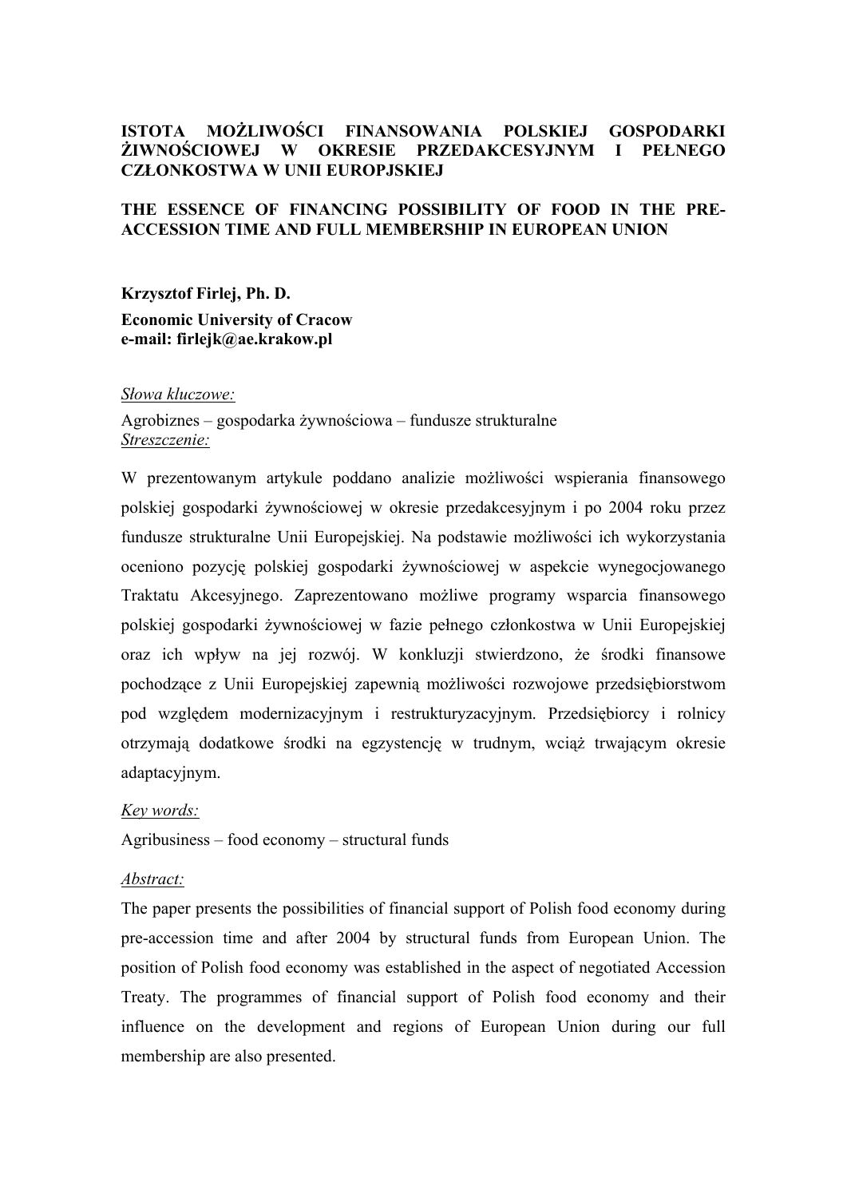# ISTOTA MOŻLIWOŚCI FINANSOWANIA POLSKIEJ GOSPODARKI ŻIWNOŚCIOWEJ W OKRESIE PRZEDAKCESYJNYM I PEŁNEGO CZŁONKOSTWA W UNII EUROPJSKIEJ

# THE ESSENCE OF FINANCING POSSIBILITY OF FOOD IN THE PRE-ACCESSION TIME AND FULL MEMBERSHIP IN EUROPEAN UNION

**Krzysztof Firlej, Ph. D.**

**Economic University of Cracow**
**e-mail: firlejk@ae.krakow.pl**

*Słowa kluczowe:*

Agrobiznes – gospodarka żywnościowa – fundusze strukturalne

*Streszczenie:*

W prezentowanym artykule poddano analizie możliwości wspierania finansowego polskiej gospodarki żywnościowej w okresie przedakcesyjnym i po 2004 roku przez fundusze strukturalne Unii Europejskiej. Na podstawie możliwości ich wykorzystania oceniono pozycję polskiej gospodarki żywnościowej w aspekcie wynegocjowanego Traktatu Akcesyjnego. Zaprezentowano możliwe programy wsparcia finansowego polskiej gospodarki żywnościowej w fazie pełnego członkostwa w Unii Europejskiej oraz ich wpływ na jej rozwój. W konkluzji stwierdzono, że środki finansowe pochodzące z Unii Europejskiej zapewnią możliwości rozwojowe przedsiębiorstwom pod względem modernizacyjnym i restrukturyzacyjnym. Przedsiębiorcy i rolnicy otrzymają dodatkowe środki na egzystencję w trudnym, wciąż trwającym okresie adaptacyjnym.

*Key words:*

Agribusiness – food economy – structural funds

*Abstract:*

The paper presents the possibilities of financial support of Polish food economy during pre-accession time and after 2004 by structural funds from European Union. The position of Polish food economy was established in the aspect of negotiated Accession Treaty. The programmes of financial support of Polish food economy and their influence on the development and regions of European Union during our full membership are also presented.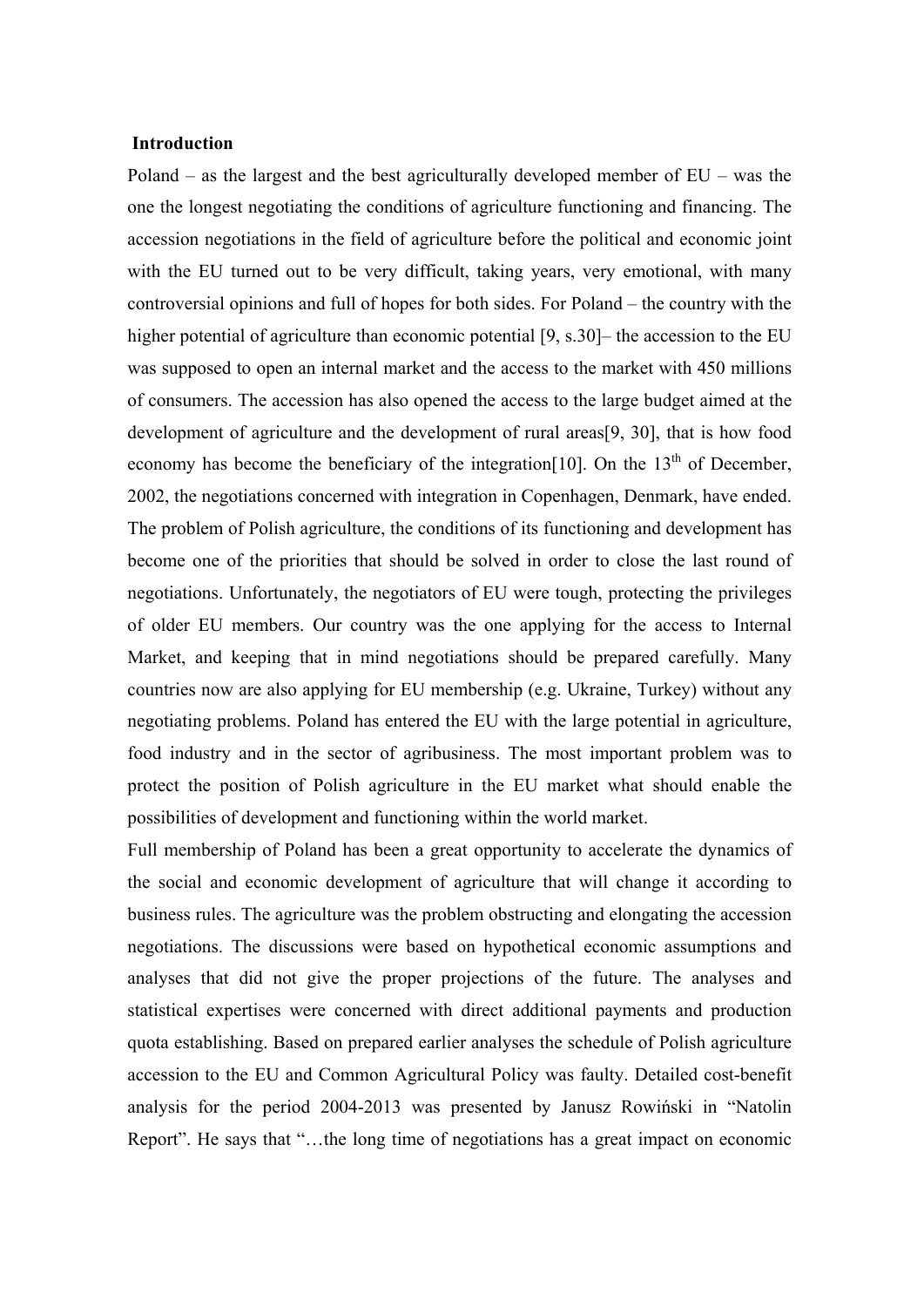**Introduction**

Poland – as the largest and the best agriculturally developed member of EU – was the one the longest negotiating the conditions of agriculture functioning and financing. The accession negotiations in the field of agriculture before the political and economic joint with the EU turned out to be very difficult, taking years, very emotional, with many controversial opinions and full of hopes for both sides. For Poland – the country with the higher potential of agriculture than economic potential [9, s.30]– the accession to the EU was supposed to open an internal market and the access to the market with 450 millions of consumers. The accession has also opened the access to the large budget aimed at the development of agriculture and the development of rural areas[9, 30], that is how food economy has become the beneficiary of the integration[10]. On the 13th of December, 2002, the negotiations concerned with integration in Copenhagen, Denmark, have ended. The problem of Polish agriculture, the conditions of its functioning and development has become one of the priorities that should be solved in order to close the last round of negotiations. Unfortunately, the negotiators of EU were tough, protecting the privileges of older EU members. Our country was the one applying for the access to Internal Market, and keeping that in mind negotiations should be prepared carefully. Many countries now are also applying for EU membership (e.g. Ukraine, Turkey) without any negotiating problems. Poland has entered the EU with the large potential in agriculture, food industry and in the sector of agribusiness. The most important problem was to protect the position of Polish agriculture in the EU market what should enable the possibilities of development and functioning within the world market.

Full membership of Poland has been a great opportunity to accelerate the dynamics of the social and economic development of agriculture that will change it according to business rules. The agriculture was the problem obstructing and elongating the accession negotiations. The discussions were based on hypothetical economic assumptions and analyses that did not give the proper projections of the future. The analyses and statistical expertises were concerned with direct additional payments and production quota establishing. Based on prepared earlier analyses the schedule of Polish agriculture accession to the EU and Common Agricultural Policy was faulty. Detailed cost-benefit analysis for the period 2004-2013 was presented by Janusz Rowiński in "Natolin Report". He says that "…the long time of negotiations has a great impact on economic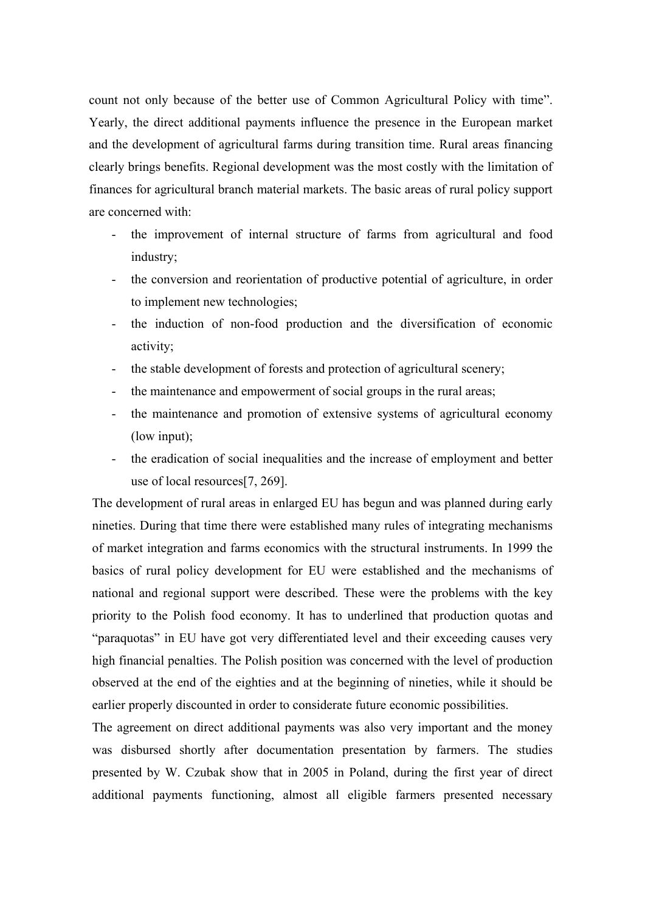count not only because of the better use of Common Agricultural Policy with time". Yearly, the direct additional payments influence the presence in the European market and the development of agricultural farms during transition time. Rural areas financing clearly brings benefits. Regional development was the most costly with the limitation of finances for agricultural branch material markets. The basic areas of rural policy support are concerned with:

- the improvement of internal structure of farms from agricultural and food industry;
- the conversion and reorientation of productive potential of agriculture, in order to implement new technologies;
- the induction of non-food production and the diversification of economic activity;
- the stable development of forests and protection of agricultural scenery;
- the maintenance and empowerment of social groups in the rural areas;
- the maintenance and promotion of extensive systems of agricultural economy (low input);
- the eradication of social inequalities and the increase of employment and better use of local resources[7, 269].

The development of rural areas in enlarged EU has begun and was planned during early nineties. During that time there were established many rules of integrating mechanisms of market integration and farms economics with the structural instruments. In 1999 the basics of rural policy development for EU were established and the mechanisms of national and regional support were described. These were the problems with the key priority to the Polish food economy. It has to underlined that production quotas and "paraquotas" in EU have got very differentiated level and their exceeding causes very high financial penalties. The Polish position was concerned with the level of production observed at the end of the eighties and at the beginning of nineties, while it should be earlier properly discounted in order to considerate future economic possibilities.

The agreement on direct additional payments was also very important and the money was disbursed shortly after documentation presentation by farmers. The studies presented by W. Czubak show that in 2005 in Poland, during the first year of direct additional payments functioning, almost all eligible farmers presented necessary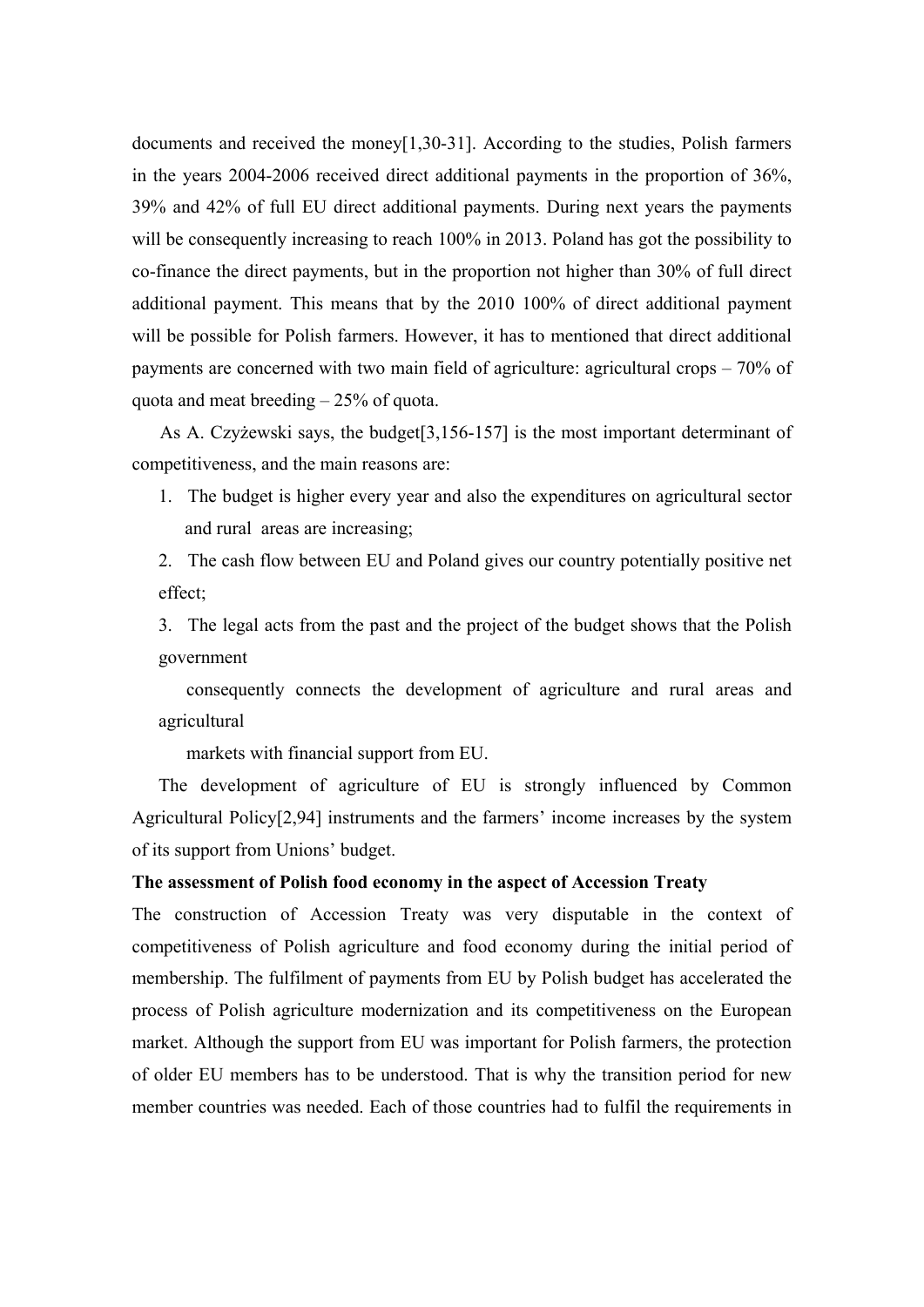documents and received the money[1,30-31]. According to the studies, Polish farmers in the years 2004-2006 received direct additional payments in the proportion of 36%, 39% and 42% of full EU direct additional payments. During next years the payments will be consequently increasing to reach 100% in 2013. Poland has got the possibility to co-finance the direct payments, but in the proportion not higher than 30% of full direct additional payment. This means that by the 2010 100% of direct additional payment will be possible for Polish farmers. However, it has to mentioned that direct additional payments are concerned with two main field of agriculture: agricultural crops – 70% of quota and meat breeding – 25% of quota.

As A. Czyżewski says, the budget[3,156-157] is the most important determinant of competitiveness, and the main reasons are:

1. The budget is higher every year and also the expenditures on agricultural sector and rural areas are increasing;
2. The cash flow between EU and Poland gives our country potentially positive net effect;
3. The legal acts from the past and the project of the budget shows that the Polish government consequently connects the development of agriculture and rural areas and agricultural markets with financial support from EU.

The development of agriculture of EU is strongly influenced by Common Agricultural Policy[2,94] instruments and the farmers' income increases by the system of its support from Unions' budget.

**The assessment of Polish food economy in the aspect of Accession Treaty**

The construction of Accession Treaty was very disputable in the context of competitiveness of Polish agriculture and food economy during the initial period of membership. The fulfilment of payments from EU by Polish budget has accelerated the process of Polish agriculture modernization and its competitiveness on the European market. Although the support from EU was important for Polish farmers, the protection of older EU members has to be understood. That is why the transition period for new member countries was needed. Each of those countries had to fulfil the requirements in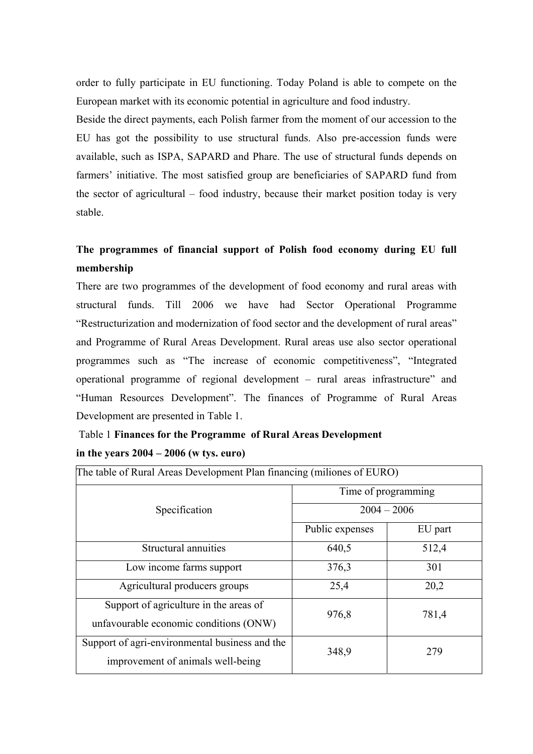order to fully participate in EU functioning. Today Poland is able to compete on the European market with its economic potential in agriculture and food industry.

Beside the direct payments, each Polish farmer from the moment of our accession to the EU has got the possibility to use structural funds. Also pre-accession funds were available, such as ISPA, SAPARD and Phare. The use of structural funds depends on farmers' initiative. The most satisfied group are beneficiaries of SAPARD fund from the sector of agricultural – food industry, because their market position today is very stable.

**The programmes of financial support of Polish food economy during EU full membership**

There are two programmes of the development of food economy and rural areas with structural funds. Till 2006 we have had Sector Operational Programme "Restructurization and modernization of food sector and the development of rural areas" and Programme of Rural Areas Development. Rural areas use also sector operational programmes such as "The increase of economic competitiveness", "Integrated operational programme of regional development – rural areas infrastructure" and "Human Resources Development". The finances of Programme of Rural Areas Development are presented in Table 1.

Table 1 **Finances for the Programme of Rural Areas Development in the years 2004 – 2006 (w tys. euro)**

| The table of Rural Areas Development Plan financing (miliones of EURO) | | |
|---|---|---|
| Specification | Time of programming | |
| | 2004 – 2006 | |
| | Public expenses | EU part |
| Structural annuities | 640,5 | 512,4 |
| Low income farms support | 376,3 | 301 |
| Agricultural producers groups | 25,4 | 20,2 |
| Support of agriculture in the areas of unfavourable economic conditions (ONW) | 976,8 | 781,4 |
| Support of agri-environmental business and the improvement of animals well-being | 348,9 | 279 |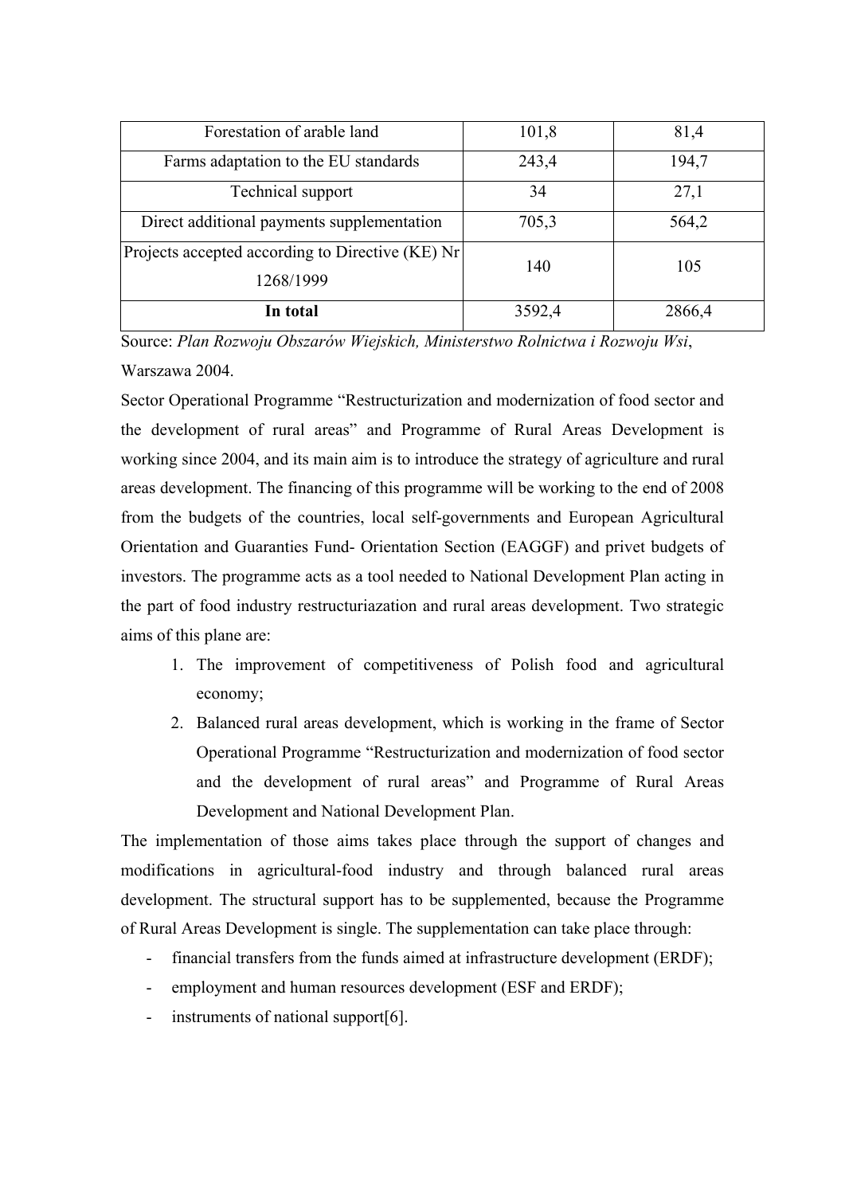| | | |
|---|---|---|
| Forestation of arable land | 101,8 | 81,4 |
| Farms adaptation to the EU standards | 243,4 | 194,7 |
| Technical support | 34 | 27,1 |
| Direct additional payments supplementation | 705,3 | 564,2 |
| Projects accepted according to Directive (KE) Nr 1268/1999 | 140 | 105 |
| **In total** | 3592,4 | 2866,4 |

Source: *Plan Rozwoju Obszarów Wiejskich, Ministerstwo Rolnictwa i Rozwoju Wsi*, Warszawa 2004.

Sector Operational Programme "Restructurization and modernization of food sector and the development of rural areas" and Programme of Rural Areas Development is working since 2004, and its main aim is to introduce the strategy of agriculture and rural areas development. The financing of this programme will be working to the end of 2008 from the budgets of the countries, local self-governments and European Agricultural Orientation and Guaranties Fund- Orientation Section (EAGGF) and privet budgets of investors. The programme acts as a tool needed to National Development Plan acting in the part of food industry restructuriazation and rural areas development. Two strategic aims of this plane are:

1. The improvement of competitiveness of Polish food and agricultural economy;
2. Balanced rural areas development, which is working in the frame of Sector Operational Programme "Restructurization and modernization of food sector and the development of rural areas" and Programme of Rural Areas Development and National Development Plan.

The implementation of those aims takes place through the support of changes and modifications in agricultural-food industry and through balanced rural areas development. The structural support has to be supplemented, because the Programme of Rural Areas Development is single. The supplementation can take place through:

- financial transfers from the funds aimed at infrastructure development (ERDF);
- employment and human resources development (ESF and ERDF);
- instruments of national support[6].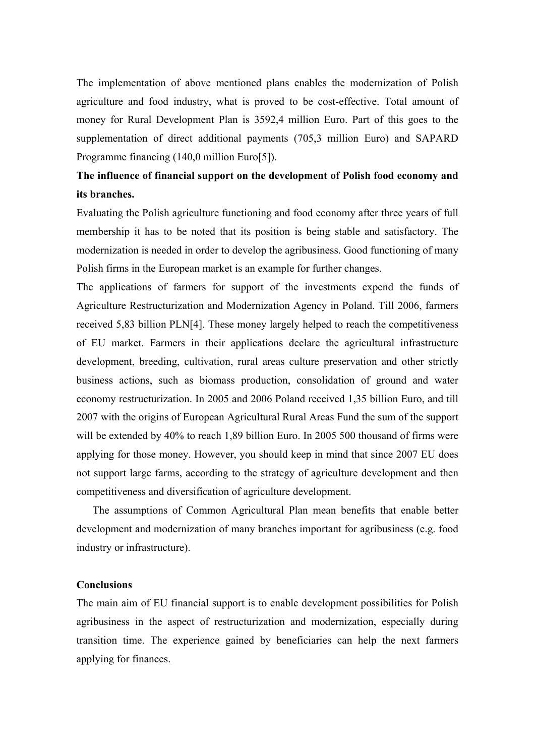The implementation of above mentioned plans enables the modernization of Polish agriculture and food industry, what is proved to be cost-effective. Total amount of money for Rural Development Plan is 3592,4 million Euro. Part of this goes to the supplementation of direct additional payments (705,3 million Euro) and SAPARD Programme financing (140,0 million Euro[5]).

**The influence of financial support on the development of Polish food economy and its branches.**

Evaluating the Polish agriculture functioning and food economy after three years of full membership it has to be noted that its position is being stable and satisfactory. The modernization is needed in order to develop the agribusiness. Good functioning of many Polish firms in the European market is an example for further changes.

The applications of farmers for support of the investments expend the funds of Agriculture Restructurization and Modernization Agency in Poland. Till 2006, farmers received 5,83 billion PLN[4]. These money largely helped to reach the competitiveness of EU market. Farmers in their applications declare the agricultural infrastructure development, breeding, cultivation, rural areas culture preservation and other strictly business actions, such as biomass production, consolidation of ground and water economy restructurization. In 2005 and 2006 Poland received 1,35 billion Euro, and till 2007 with the origins of European Agricultural Rural Areas Fund the sum of the support will be extended by 40% to reach 1,89 billion Euro. In 2005 500 thousand of firms were applying for those money. However, you should keep in mind that since 2007 EU does not support large farms, according to the strategy of agriculture development and then competitiveness and diversification of agriculture development.

The assumptions of Common Agricultural Plan mean benefits that enable better development and modernization of many branches important for agribusiness (e.g. food industry or infrastructure).

**Conclusions**

The main aim of EU financial support is to enable development possibilities for Polish agribusiness in the aspect of restructurization and modernization, especially during transition time. The experience gained by beneficiaries can help the next farmers applying for finances.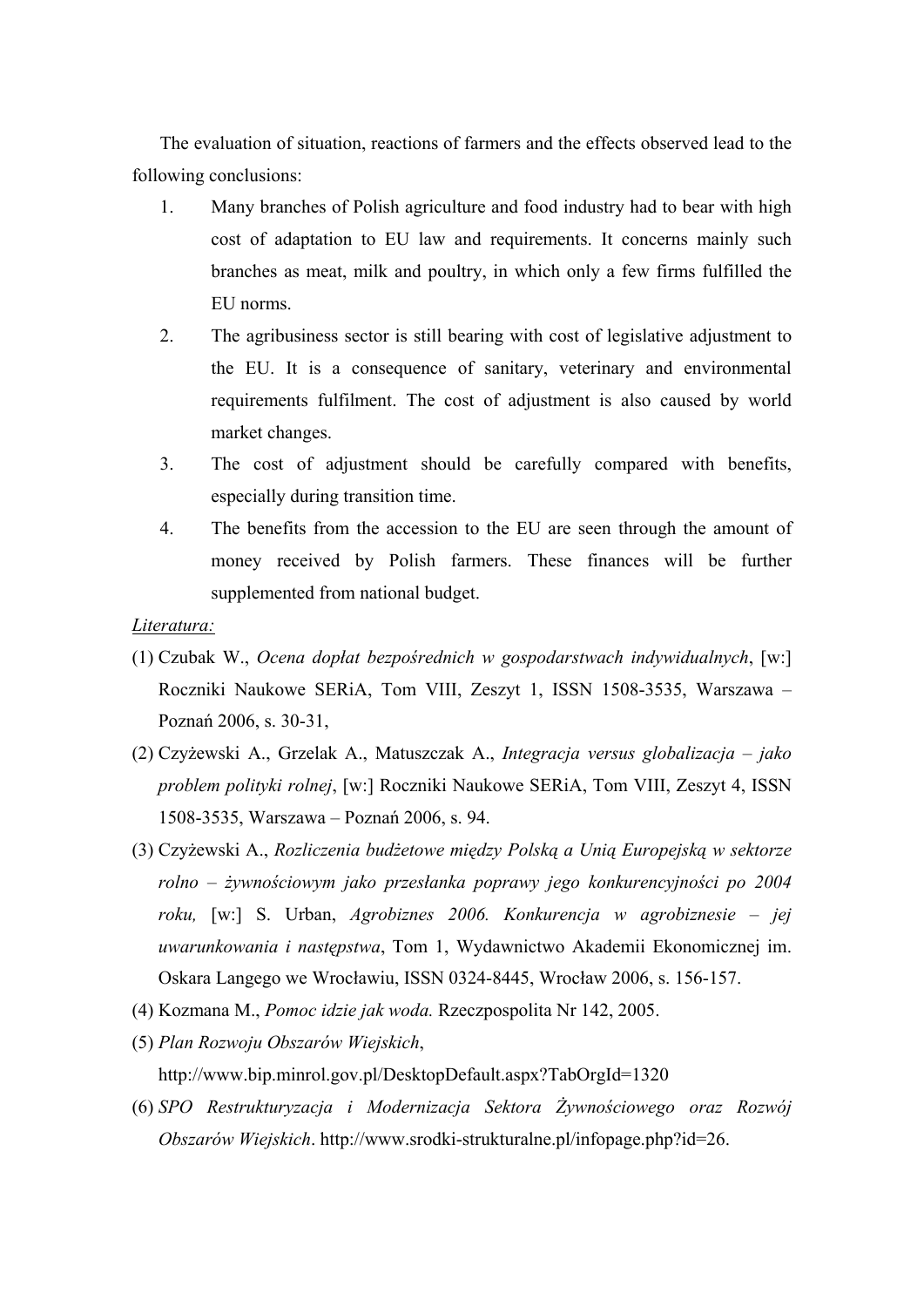The evaluation of situation, reactions of farmers and the effects observed lead to the following conclusions:

1. Many branches of Polish agriculture and food industry had to bear with high cost of adaptation to EU law and requirements. It concerns mainly such branches as meat, milk and poultry, in which only a few firms fulfilled the EU norms.
2. The agribusiness sector is still bearing with cost of legislative adjustment to the EU. It is a consequence of sanitary, veterinary and environmental requirements fulfilment. The cost of adjustment is also caused by world market changes.
3. The cost of adjustment should be carefully compared with benefits, especially during transition time.
4. The benefits from the accession to the EU are seen through the amount of money received by Polish farmers. These finances will be further supplemented from national budget.

<u>*Literatura:*</u>

(1) Czubak W., *Ocena dopłat bezpośrednich w gospodarstwach indywidualnych*, [w:] Roczniki Naukowe SERiA, Tom VIII, Zeszyt 1, ISSN 1508-3535, Warszawa – Poznań 2006, s. 30-31,

(2) Czyżewski A., Grzelak A., Matuszczak A., *Integracja versus globalizacja – jako problem polityki rolnej*, [w:] Roczniki Naukowe SERiA, Tom VIII, Zeszyt 4, ISSN 1508-3535, Warszawa – Poznań 2006, s. 94.

(3) Czyżewski A., *Rozliczenia budżetowe między Polską a Unią Europejską w sektorze rolno – żywnościowym jako przesłanka poprawy jego konkurencyjności po 2004 roku,* [w:] S. Urban, *Agrobiznes 2006. Konkurencja w agrobiznesie – jej uwarunkowania i następstwa*, Tom 1, Wydawnictwo Akademii Ekonomicznej im. Oskara Langego we Wrocławiu, ISSN 0324-8445, Wrocław 2006, s. 156-157.

(4) Kozmana M., *Pomoc idzie jak woda.* Rzeczpospolita Nr 142, 2005.

(5) *Plan Rozwoju Obszarów Wiejskich*, http://www.bip.minrol.gov.pl/DesktopDefault.aspx?TabOrgId=1320

(6) *SPO Restrukturyzacja i Modernizacja Sektora Żywnościowego oraz Rozwój Obszarów Wiejskich*. http://www.srodki-strukturalne.pl/infopage.php?id=26.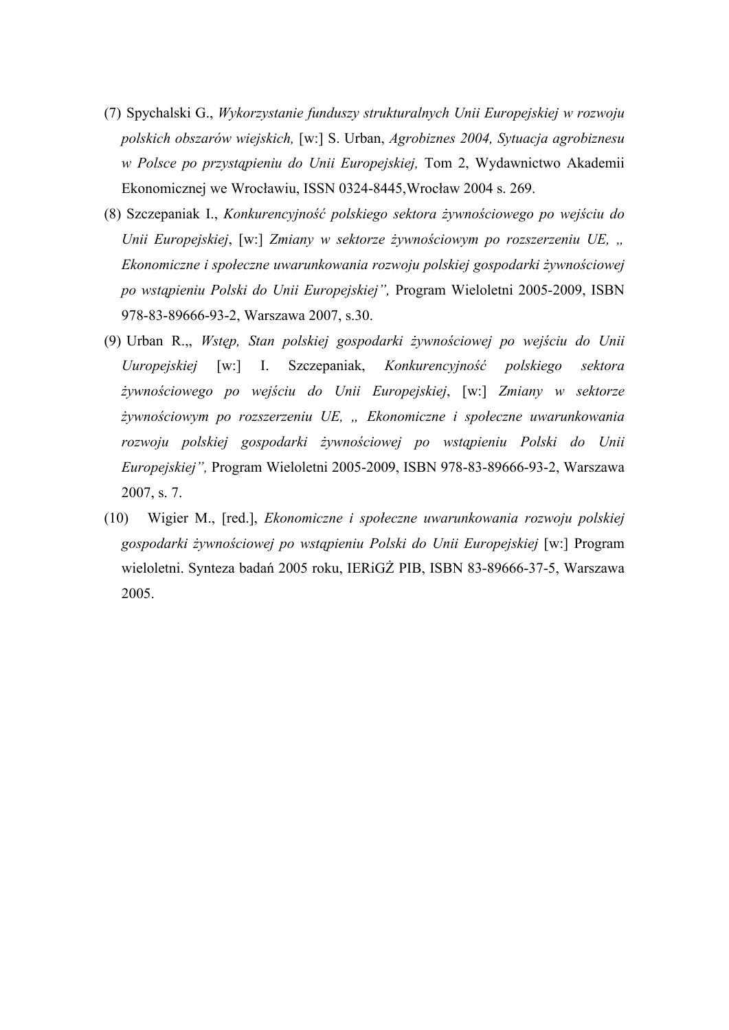(7) Spychalski G., *Wykorzystanie funduszy strukturalnych Unii Europejskiej w rozwoju polskich obszarów wiejskich,* [w:] S. Urban, *Agrobiznes 2004, Sytuacja agrobiznesu w Polsce po przystąpieniu do Unii Europejskiej,* Tom 2, Wydawnictwo Akademii Ekonomicznej we Wrocławiu, ISSN 0324-8445,Wrocław 2004 s. 269.

(8) Szczepaniak I., *Konkurencyjność polskiego sektora żywnościowego po wejściu do Unii Europejskiej*, [w:] *Zmiany w sektorze żywnościowym po rozszerzeniu UE, „ Ekonomiczne i społeczne uwarunkowania rozwoju polskiej gospodarki żywnościowej po wstąpieniu Polski do Unii Europejskiej",* Program Wieloletni 2005-2009, ISBN 978-83-89666-93-2, Warszawa 2007, s.30.

(9) Urban R.,„ *Wstęp, Stan polskiej gospodarki żywnościowej po wejściu do Unii Uuropejskiej* [w:] I. Szczepaniak, *Konkurencyjność polskiego sektora żywnościowego po wejściu do Unii Europejskiej*, [w:] *Zmiany w sektorze żywnościowym po rozszerzeniu UE, „ Ekonomiczne i społeczne uwarunkowania rozwoju polskiej gospodarki żywnościowej po wstąpieniu Polski do Unii Europejskiej",* Program Wieloletni 2005-2009, ISBN 978-83-89666-93-2, Warszawa 2007, s. 7.

(10) Wigier M., [red.], *Ekonomiczne i społeczne uwarunkowania rozwoju polskiej gospodarki żywnościowej po wstąpieniu Polski do Unii Europejskiej* [w:] Program wieloletni. Synteza badań 2005 roku, IERiGŻ PIB, ISBN 83-89666-37-5, Warszawa 2005.